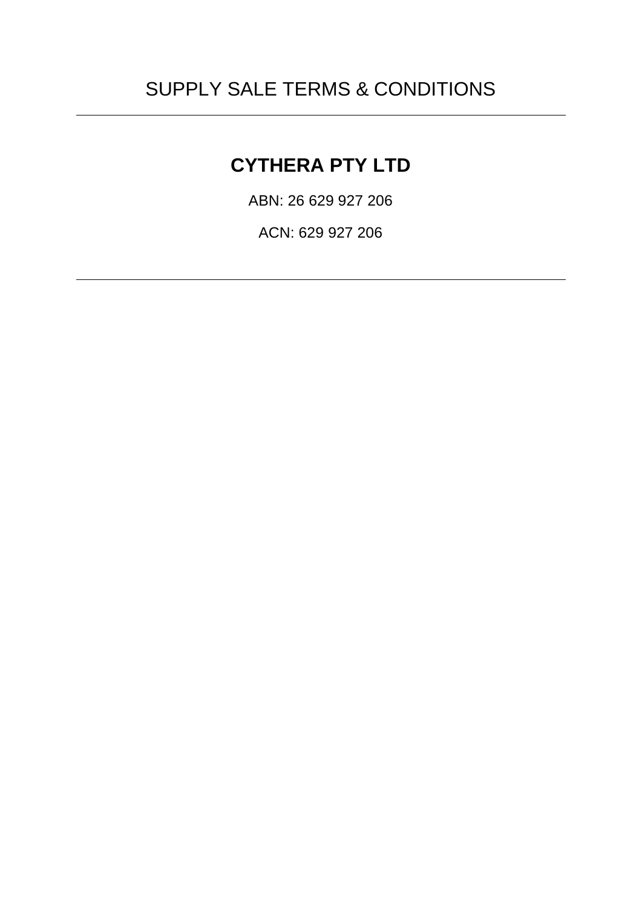SUPPLY SALE TERMS & CONDITIONS

---

# CYTHERA PTY LTD

ABN: 26 629 927 206

ACN: 629 927 206

---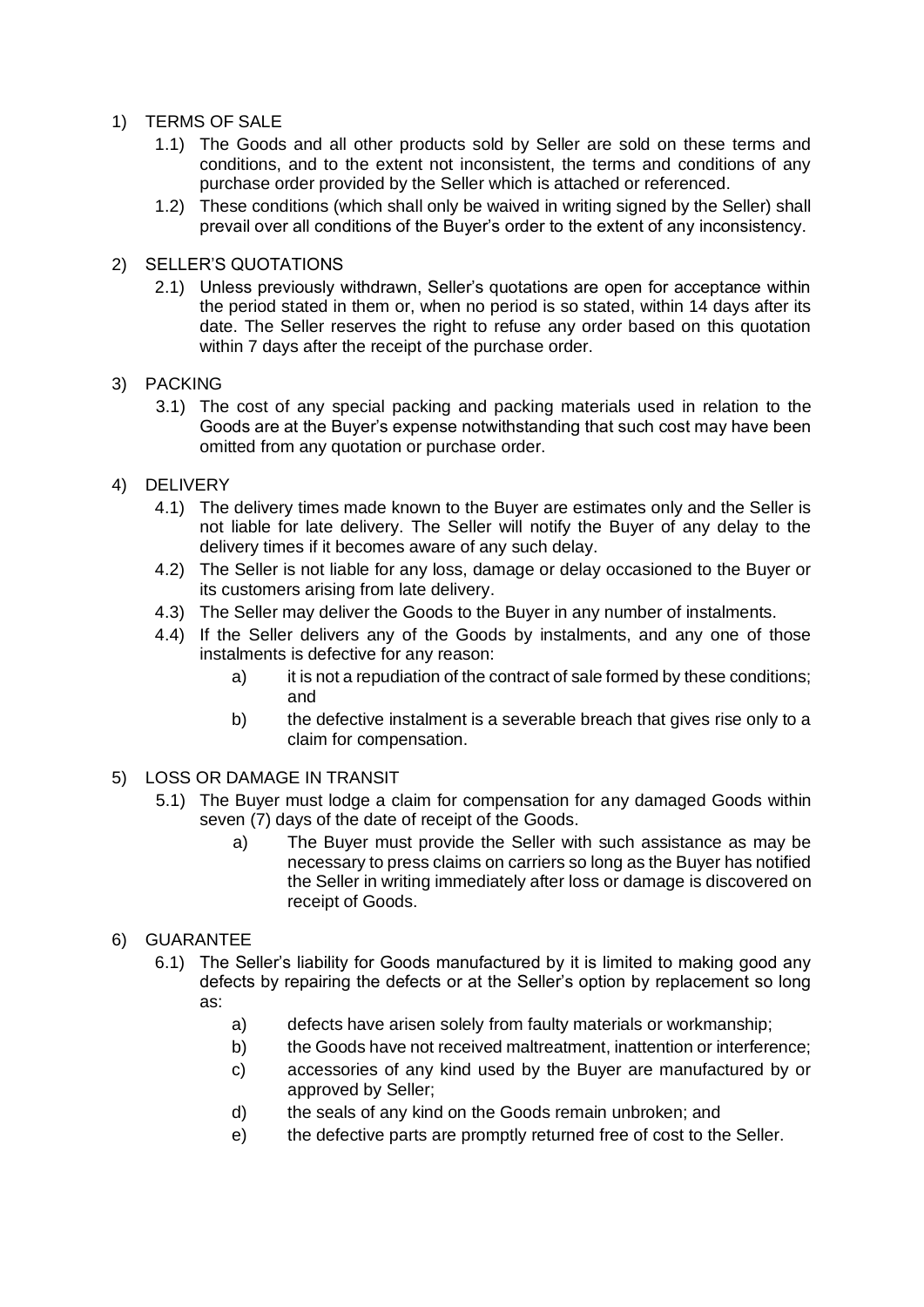1) TERMS OF SALE

    1.1) The Goods and all other products sold by Seller are sold on these terms and conditions, and to the extent not inconsistent, the terms and conditions of any purchase order provided by the Seller which is attached or referenced.

    1.2) These conditions (which shall only be waived in writing signed by the Seller) shall prevail over all conditions of the Buyer's order to the extent of any inconsistency.

2) SELLER'S QUOTATIONS

    2.1) Unless previously withdrawn, Seller's quotations are open for acceptance within the period stated in them or, when no period is so stated, within 14 days after its date. The Seller reserves the right to refuse any order based on this quotation within 7 days after the receipt of the purchase order.

3) PACKING

    3.1) The cost of any special packing and packing materials used in relation to the Goods are at the Buyer's expense notwithstanding that such cost may have been omitted from any quotation or purchase order.

4) DELIVERY

    4.1) The delivery times made known to the Buyer are estimates only and the Seller is not liable for late delivery. The Seller will notify the Buyer of any delay to the delivery times if it becomes aware of any such delay.

    4.2) The Seller is not liable for any loss, damage or delay occasioned to the Buyer or its customers arising from late delivery.

    4.3) The Seller may deliver the Goods to the Buyer in any number of instalments.

    4.4) If the Seller delivers any of the Goods by instalments, and any one of those instalments is defective for any reason:

        a) it is not a repudiation of the contract of sale formed by these conditions; and

        b) the defective instalment is a severable breach that gives rise only to a claim for compensation.

5) LOSS OR DAMAGE IN TRANSIT

    5.1) The Buyer must lodge a claim for compensation for any damaged Goods within seven (7) days of the date of receipt of the Goods.

        a) The Buyer must provide the Seller with such assistance as may be necessary to press claims on carriers so long as the Buyer has notified the Seller in writing immediately after loss or damage is discovered on receipt of Goods.

6) GUARANTEE

    6.1) The Seller's liability for Goods manufactured by it is limited to making good any defects by repairing the defects or at the Seller's option by replacement so long as:

        a) defects have arisen solely from faulty materials or workmanship;

        b) the Goods have not received maltreatment, inattention or interference;

        c) accessories of any kind used by the Buyer are manufactured by or approved by Seller;

        d) the seals of any kind on the Goods remain unbroken; and

        e) the defective parts are promptly returned free of cost to the Seller.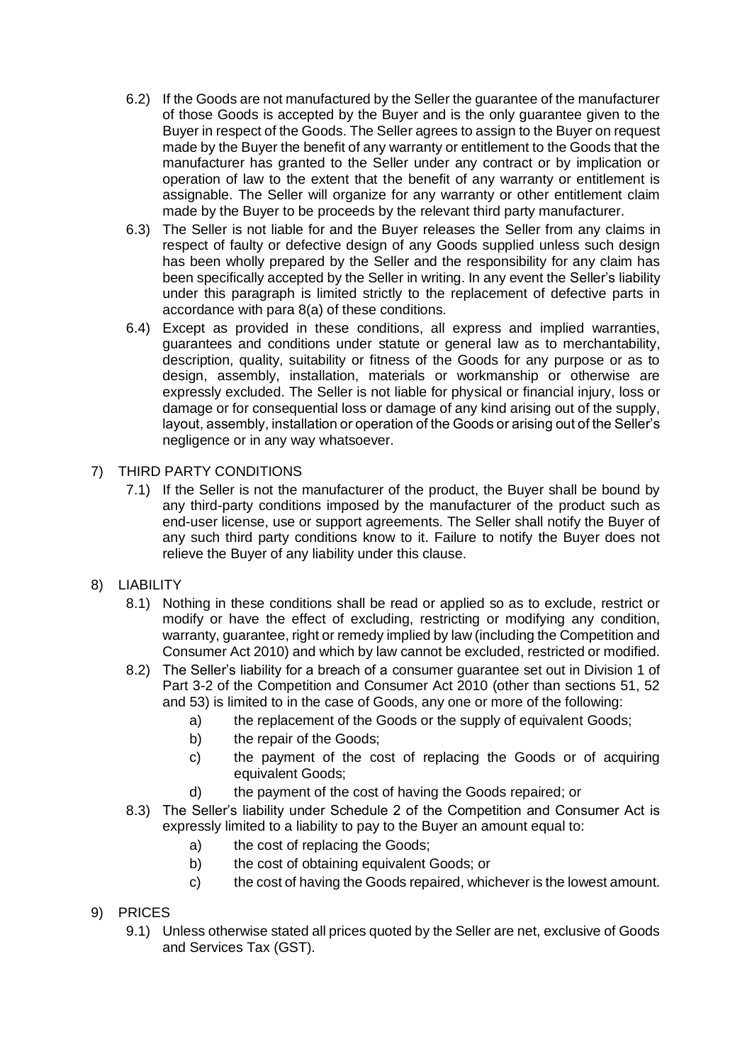6.2) If the Goods are not manufactured by the Seller the guarantee of the manufacturer of those Goods is accepted by the Buyer and is the only guarantee given to the Buyer in respect of the Goods. The Seller agrees to assign to the Buyer on request made by the Buyer the benefit of any warranty or entitlement to the Goods that the manufacturer has granted to the Seller under any contract or by implication or operation of law to the extent that the benefit of any warranty or entitlement is assignable. The Seller will organize for any warranty or other entitlement claim made by the Buyer to be proceeds by the relevant third party manufacturer.

6.3) The Seller is not liable for and the Buyer releases the Seller from any claims in respect of faulty or defective design of any Goods supplied unless such design has been wholly prepared by the Seller and the responsibility for any claim has been specifically accepted by the Seller in writing. In any event the Seller's liability under this paragraph is limited strictly to the replacement of defective parts in accordance with para 8(a) of these conditions.

6.4) Except as provided in these conditions, all express and implied warranties, guarantees and conditions under statute or general law as to merchantability, description, quality, suitability or fitness of the Goods for any purpose or as to design, assembly, installation, materials or workmanship or otherwise are expressly excluded. The Seller is not liable for physical or financial injury, loss or damage or for consequential loss or damage of any kind arising out of the supply, layout, assembly, installation or operation of the Goods or arising out of the Seller's negligence or in any way whatsoever.

7) THIRD PARTY CONDITIONS

7.1) If the Seller is not the manufacturer of the product, the Buyer shall be bound by any third-party conditions imposed by the manufacturer of the product such as end-user license, use or support agreements. The Seller shall notify the Buyer of any such third party conditions know to it. Failure to notify the Buyer does not relieve the Buyer of any liability under this clause.

8) LIABILITY

8.1) Nothing in these conditions shall be read or applied so as to exclude, restrict or modify or have the effect of excluding, restricting or modifying any condition, warranty, guarantee, right or remedy implied by law (including the Competition and Consumer Act 2010) and which by law cannot be excluded, restricted or modified.

8.2) The Seller's liability for a breach of a consumer guarantee set out in Division 1 of Part 3-2 of the Competition and Consumer Act 2010 (other than sections 51, 52 and 53) is limited to in the case of Goods, any one or more of the following:

a) the replacement of the Goods or the supply of equivalent Goods;
b) the repair of the Goods;
c) the payment of the cost of replacing the Goods or of acquiring equivalent Goods;
d) the payment of the cost of having the Goods repaired; or

8.3) The Seller's liability under Schedule 2 of the Competition and Consumer Act is expressly limited to a liability to pay to the Buyer an amount equal to:

a) the cost of replacing the Goods;
b) the cost of obtaining equivalent Goods; or
c) the cost of having the Goods repaired, whichever is the lowest amount.

9) PRICES

9.1) Unless otherwise stated all prices quoted by the Seller are net, exclusive of Goods and Services Tax (GST).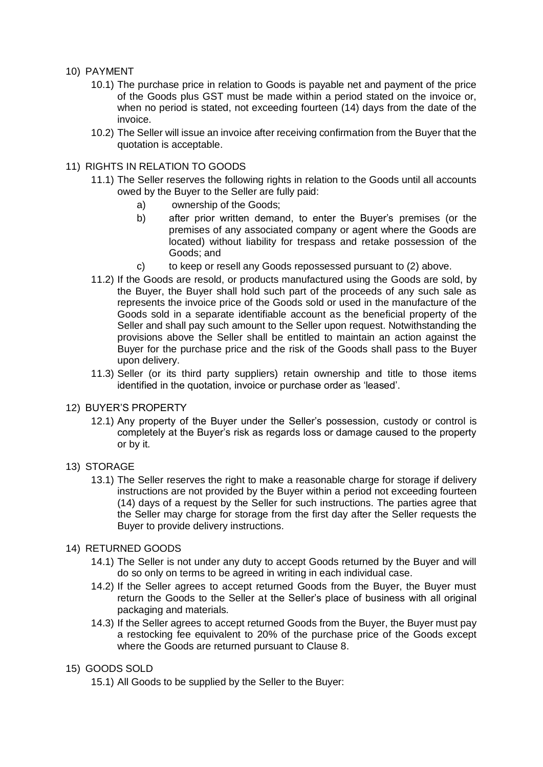10) PAYMENT

10.1) The purchase price in relation to Goods is payable net and payment of the price of the Goods plus GST must be made within a period stated on the invoice or, when no period is stated, not exceeding fourteen (14) days from the date of the invoice.

10.2) The Seller will issue an invoice after receiving confirmation from the Buyer that the quotation is acceptable.

11) RIGHTS IN RELATION TO GOODS

11.1) The Seller reserves the following rights in relation to the Goods until all accounts owed by the Buyer to the Seller are fully paid:

a) ownership of the Goods;

b) after prior written demand, to enter the Buyer's premises (or the premises of any associated company or agent where the Goods are located) without liability for trespass and retake possession of the Goods; and

c) to keep or resell any Goods repossessed pursuant to (2) above.

11.2) If the Goods are resold, or products manufactured using the Goods are sold, by the Buyer, the Buyer shall hold such part of the proceeds of any such sale as represents the invoice price of the Goods sold or used in the manufacture of the Goods sold in a separate identifiable account as the beneficial property of the Seller and shall pay such amount to the Seller upon request. Notwithstanding the provisions above the Seller shall be entitled to maintain an action against the Buyer for the purchase price and the risk of the Goods shall pass to the Buyer upon delivery.

11.3) Seller (or its third party suppliers) retain ownership and title to those items identified in the quotation, invoice or purchase order as 'leased'.

12) BUYER'S PROPERTY

12.1) Any property of the Buyer under the Seller's possession, custody or control is completely at the Buyer's risk as regards loss or damage caused to the property or by it.

13) STORAGE

13.1) The Seller reserves the right to make a reasonable charge for storage if delivery instructions are not provided by the Buyer within a period not exceeding fourteen (14) days of a request by the Seller for such instructions. The parties agree that the Seller may charge for storage from the first day after the Seller requests the Buyer to provide delivery instructions.

14) RETURNED GOODS

14.1) The Seller is not under any duty to accept Goods returned by the Buyer and will do so only on terms to be agreed in writing in each individual case.

14.2) If the Seller agrees to accept returned Goods from the Buyer, the Buyer must return the Goods to the Seller at the Seller's place of business with all original packaging and materials.

14.3) If the Seller agrees to accept returned Goods from the Buyer, the Buyer must pay a restocking fee equivalent to 20% of the purchase price of the Goods except where the Goods are returned pursuant to Clause 8.

15) GOODS SOLD

15.1) All Goods to be supplied by the Seller to the Buyer: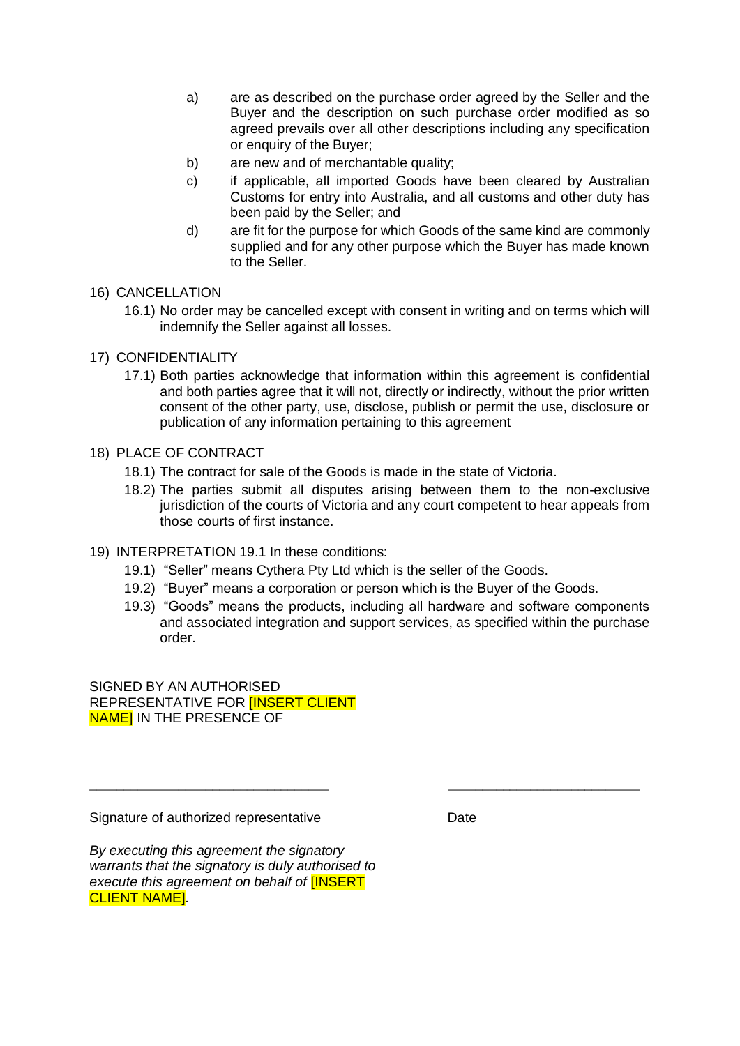a) are as described on the purchase order agreed by the Seller and the Buyer and the description on such purchase order modified as so agreed prevails over all other descriptions including any specification or enquiry of the Buyer;

b) are new and of merchantable quality;

c) if applicable, all imported Goods have been cleared by Australian Customs for entry into Australia, and all customs and other duty has been paid by the Seller; and

d) are fit for the purpose for which Goods of the same kind are commonly supplied and for any other purpose which the Buyer has made known to the Seller.

16) CANCELLATION

16.1) No order may be cancelled except with consent in writing and on terms which will indemnify the Seller against all losses.

17) CONFIDENTIALITY

17.1) Both parties acknowledge that information within this agreement is confidential and both parties agree that it will not, directly or indirectly, without the prior written consent of the other party, use, disclose, publish or permit the use, disclosure or publication of any information pertaining to this agreement

18) PLACE OF CONTRACT

18.1) The contract for sale of the Goods is made in the state of Victoria.

18.2) The parties submit all disputes arising between them to the non-exclusive jurisdiction of the courts of Victoria and any court competent to hear appeals from those courts of first instance.

19) INTERPRETATION 19.1 In these conditions:

19.1) "Seller" means Cythera Pty Ltd which is the seller of the Goods.

19.2) "Buyer" means a corporation or person which is the Buyer of the Goods.

19.3) "Goods" means the products, including all hardware and software components and associated integration and support services, as specified within the purchase order.

SIGNED BY AN AUTHORISED REPRESENTATIVE FOR [INSERT CLIENT NAME] IN THE PRESENCE OF

\_\_\_\_\_\_\_\_\_\_\_\_\_\_\_\_\_\_\_\_\_\_\_\_\_\_\_\_\_\_\_\_ \_\_\_\_\_\_\_\_\_\_\_\_\_\_\_\_\_\_\_\_\_\_\_\_\_\_

Signature of authorized representative Date

*By executing this agreement the signatory warrants that the signatory is duly authorised to execute this agreement on behalf of [INSERT CLIENT NAME].*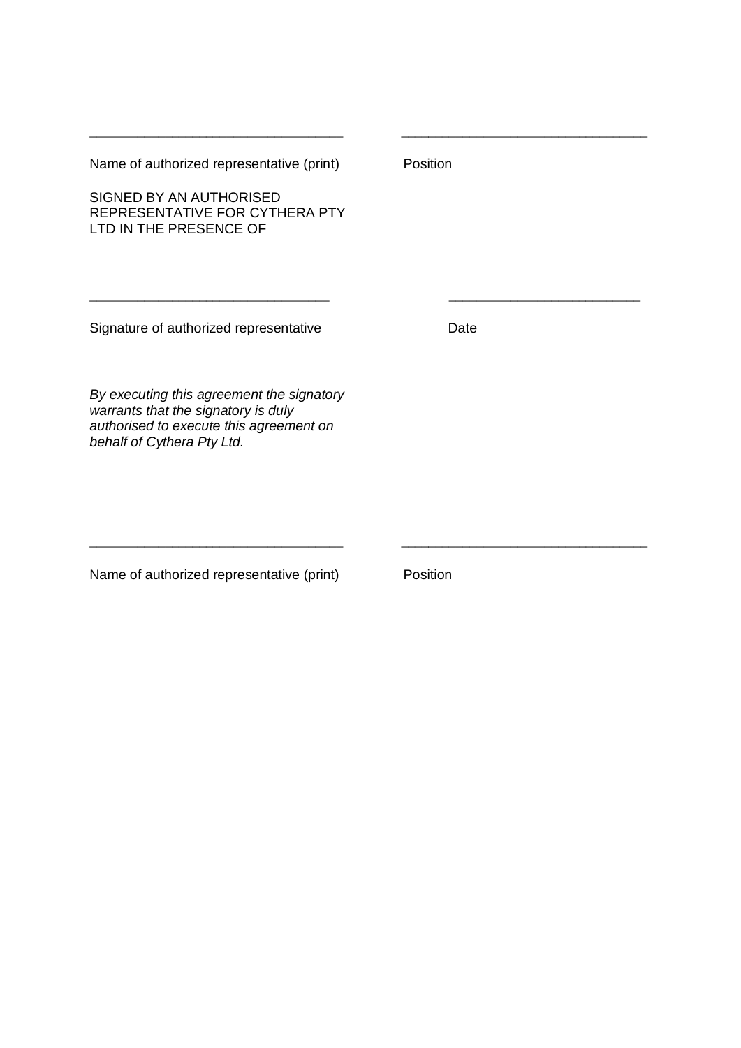\_\_\_\_\_\_\_\_\_\_\_\_\_\_\_\_\_\_\_\_\_\_\_\_\_\_\_\_\_\_\_\_ \_\_\_\_\_\_\_\_\_\_\_\_\_\_\_\_\_\_\_\_\_\_\_\_\_\_\_\_\_\_\_\_

Name of authorized representative (print) Position

SIGNED BY AN AUTHORISED REPRESENTATIVE FOR CYTHERA PTY LTD IN THE PRESENCE OF

\_\_\_\_\_\_\_\_\_\_\_\_\_\_\_\_\_\_\_\_\_\_\_\_\_\_\_\_\_\_\_\_ \_\_\_\_\_\_\_\_\_\_\_\_\_\_\_\_\_\_\_\_\_\_\_\_\_\_

Signature of authorized representative Date

*By executing this agreement the signatory warrants that the signatory is duly authorised to execute this agreement on behalf of Cythera Pty Ltd.*

\_\_\_\_\_\_\_\_\_\_\_\_\_\_\_\_\_\_\_\_\_\_\_\_\_\_\_\_\_\_\_\_ \_\_\_\_\_\_\_\_\_\_\_\_\_\_\_\_\_\_\_\_\_\_\_\_\_\_\_\_\_\_\_\_

Name of authorized representative (print) Position